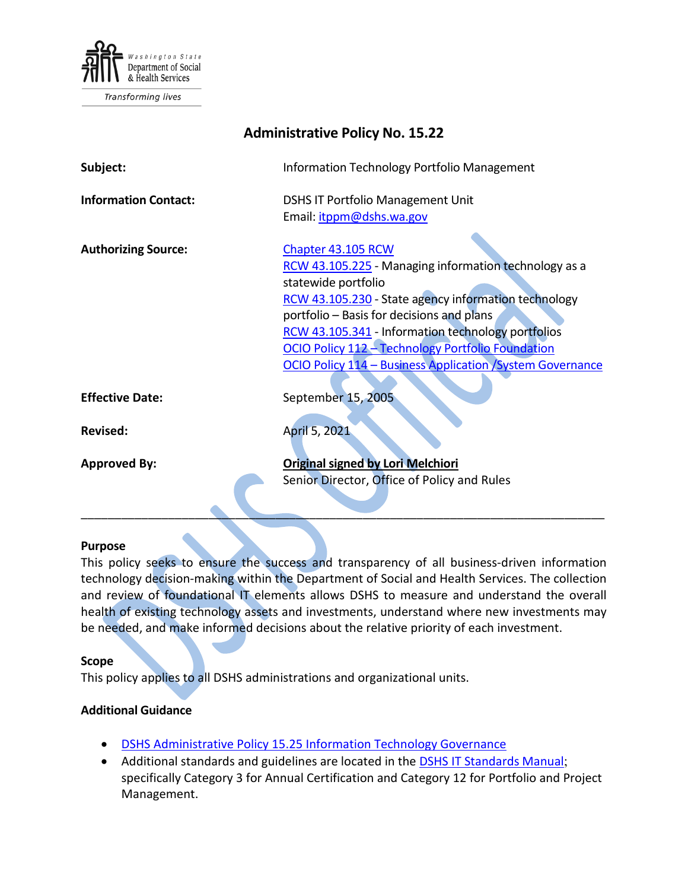Washington State Department of Social & Health Services

*Transforming lives*

# Administrative Policy No. 15.22

**Subject:** Information Technology Portfolio Management

**Information Contact:** DSHS IT Portfolio Management Unit
Email: itppm@dshs.wa.gov

**Authorizing Source:** Chapter 43.105 RCW
RCW 43.105.225 - Managing information technology as a statewide portfolio
RCW 43.105.230 - State agency information technology portfolio – Basis for decisions and plans
RCW 43.105.341 - Information technology portfolios
OCIO Policy 112 – Technology Portfolio Foundation
OCIO Policy 114 – Business Application /System Governance

**Effective Date:** September 15, 2005

**Revised:** April 5, 2021

**Approved By:** **Original signed by Lori Melchiori**
Senior Director, Office of Policy and Rules

---

### Purpose

This policy seeks to ensure the success and transparency of all business-driven information technology decision-making within the Department of Social and Health Services. The collection and review of foundational IT elements allows DSHS to measure and understand the overall health of existing technology assets and investments, understand where new investments may be needed, and make informed decisions about the relative priority of each investment.

### Scope

This policy applies to all DSHS administrations and organizational units.

### Additional Guidance

- DSHS Administrative Policy 15.25 Information Technology Governance
- Additional standards and guidelines are located in the DSHS IT Standards Manual; specifically Category 3 for Annual Certification and Category 12 for Portfolio and Project Management.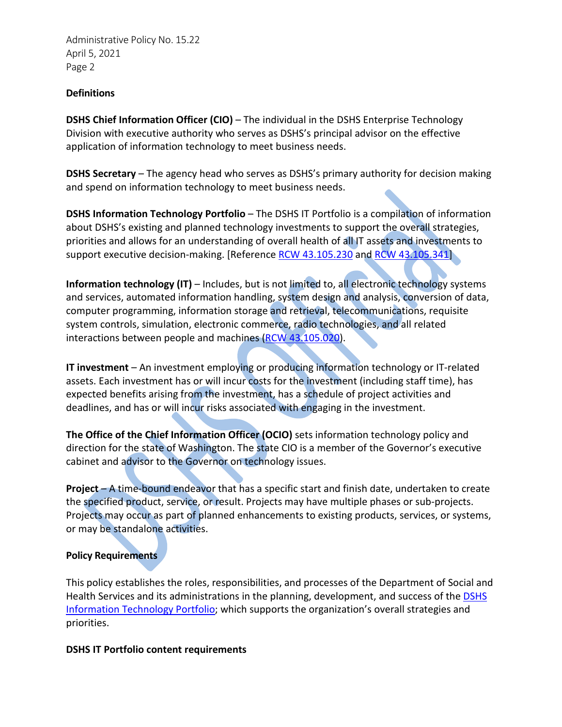**Definitions**

**DSHS Chief Information Officer (CIO)** – The individual in the DSHS Enterprise Technology Division with executive authority who serves as DSHS's principal advisor on the effective application of information technology to meet business needs.

**DSHS Secretary** – The agency head who serves as DSHS's primary authority for decision making and spend on information technology to meet business needs.

**DSHS Information Technology Portfolio** – The DSHS IT Portfolio is a compilation of information about DSHS's existing and planned technology investments to support the overall strategies, priorities and allows for an understanding of overall health of all IT assets and investments to support executive decision-making. [Reference RCW 43.105.230 and RCW 43.105.341]

**Information technology (IT)** – Includes, but is not limited to, all electronic technology systems and services, automated information handling, system design and analysis, conversion of data, computer programming, information storage and retrieval, telecommunications, requisite system controls, simulation, electronic commerce, radio technologies, and all related interactions between people and machines (RCW 43.105.020).

**IT investment** – An investment employing or producing information technology or IT-related assets. Each investment has or will incur costs for the investment (including staff time), has expected benefits arising from the investment, has a schedule of project activities and deadlines, and has or will incur risks associated with engaging in the investment.

**The Office of the Chief Information Officer (OCIO)** sets information technology policy and direction for the state of Washington. The state CIO is a member of the Governor's executive cabinet and advisor to the Governor on technology issues.

**Project** – A time-bound endeavor that has a specific start and finish date, undertaken to create the specified product, service, or result. Projects may have multiple phases or sub-projects. Projects may occur as part of planned enhancements to existing products, services, or systems, or may be standalone activities.

**Policy Requirements**

This policy establishes the roles, responsibilities, and processes of the Department of Social and Health Services and its administrations in the planning, development, and success of the DSHS Information Technology Portfolio; which supports the organization's overall strategies and priorities.

**DSHS IT Portfolio content requirements**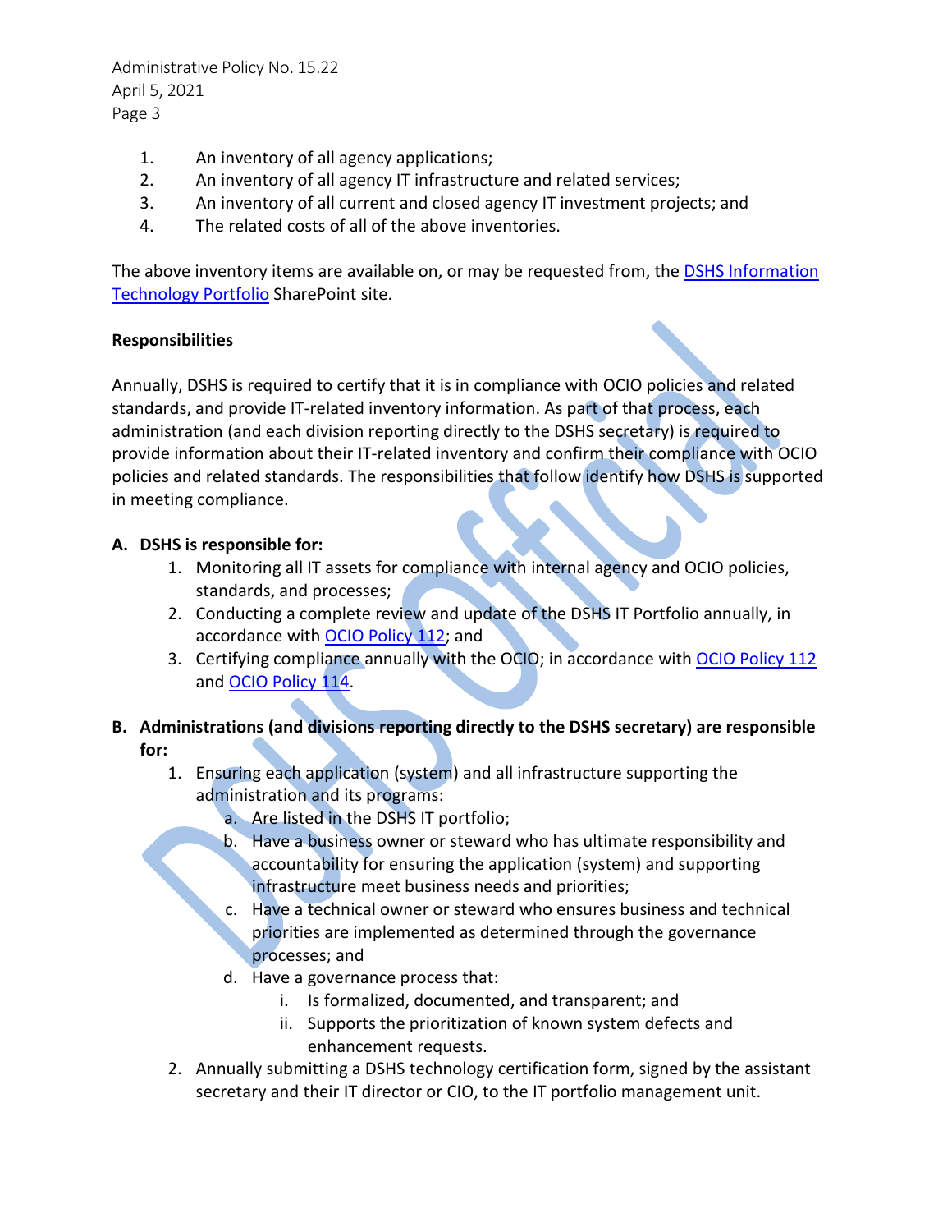1. An inventory of all agency applications;
2. An inventory of all agency IT infrastructure and related services;
3. An inventory of all current and closed agency IT investment projects; and
4. The related costs of all of the above inventories.

The above inventory items are available on, or may be requested from, the DSHS Information Technology Portfolio SharePoint site.

**Responsibilities**

Annually, DSHS is required to certify that it is in compliance with OCIO policies and related standards, and provide IT-related inventory information. As part of that process, each administration (and each division reporting directly to the DSHS secretary) is required to provide information about their IT-related inventory and confirm their compliance with OCIO policies and related standards. The responsibilities that follow identify how DSHS is supported in meeting compliance.

**A. DSHS is responsible for:**

1. Monitoring all IT assets for compliance with internal agency and OCIO policies, standards, and processes;
2. Conducting a complete review and update of the DSHS IT Portfolio annually, in accordance with OCIO Policy 112; and
3. Certifying compliance annually with the OCIO; in accordance with OCIO Policy 112 and OCIO Policy 114.

**B. Administrations (and divisions reporting directly to the DSHS secretary) are responsible for:**

1. Ensuring each application (system) and all infrastructure supporting the administration and its programs:
   a. Are listed in the DSHS IT portfolio;
   b. Have a business owner or steward who has ultimate responsibility and accountability for ensuring the application (system) and supporting infrastructure meet business needs and priorities;
   c. Have a technical owner or steward who ensures business and technical priorities are implemented as determined through the governance processes; and
   d. Have a governance process that:
      i. Is formalized, documented, and transparent; and
      ii. Supports the prioritization of known system defects and enhancement requests.
2. Annually submitting a DSHS technology certification form, signed by the assistant secretary and their IT director or CIO, to the IT portfolio management unit.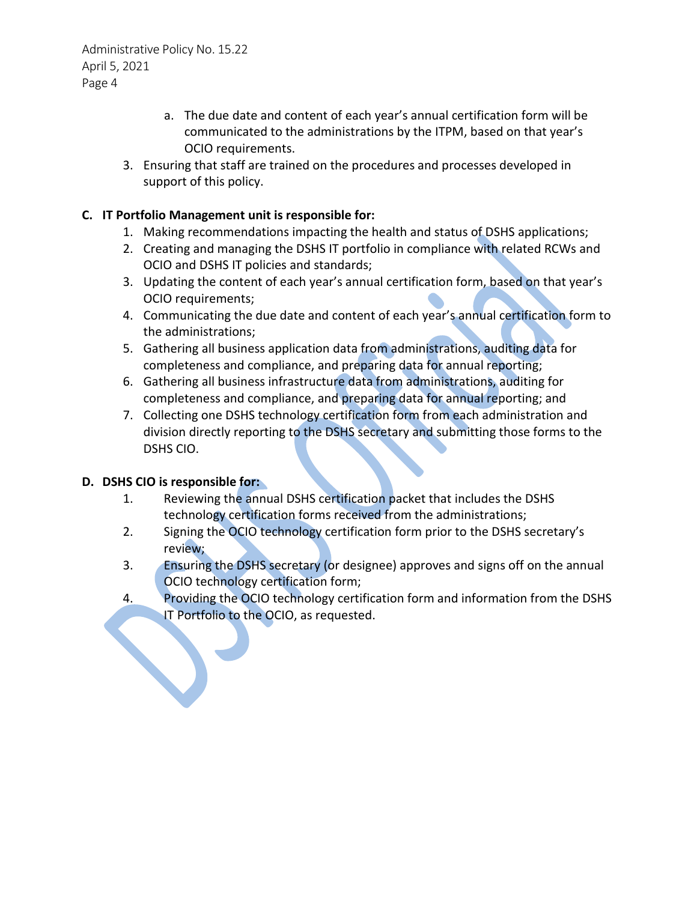a. The due date and content of each year's annual certification form will be communicated to the administrations by the ITPM, based on that year's OCIO requirements.

3. Ensuring that staff are trained on the procedures and processes developed in support of this policy.

**C. IT Portfolio Management unit is responsible for:**

1. Making recommendations impacting the health and status of DSHS applications;
2. Creating and managing the DSHS IT portfolio in compliance with related RCWs and OCIO and DSHS IT policies and standards;
3. Updating the content of each year's annual certification form, based on that year's OCIO requirements;
4. Communicating the due date and content of each year's annual certification form to the administrations;
5. Gathering all business application data from administrations, auditing data for completeness and compliance, and preparing data for annual reporting;
6. Gathering all business infrastructure data from administrations, auditing for completeness and compliance, and preparing data for annual reporting; and
7. Collecting one DSHS technology certification form from each administration and division directly reporting to the DSHS secretary and submitting those forms to the DSHS CIO.

**D. DSHS CIO is responsible for:**

1. Reviewing the annual DSHS certification packet that includes the DSHS technology certification forms received from the administrations;
2. Signing the OCIO technology certification form prior to the DSHS secretary's review;
3. Ensuring the DSHS secretary (or designee) approves and signs off on the annual OCIO technology certification form;
4. Providing the OCIO technology certification form and information from the DSHS IT Portfolio to the OCIO, as requested.